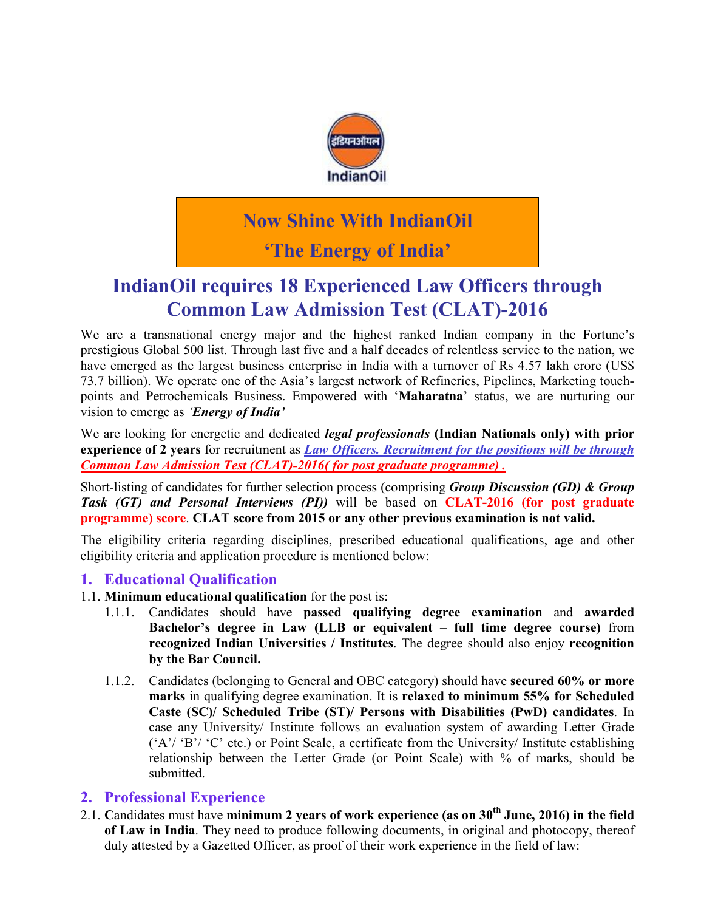**Now Shine With IndianOil**

**'The Energy of India'**

# IndianOil requires 18 Experienced Law Officers through Common Law Admission Test (CLAT)-2016

We are a transnational energy major and the highest ranked Indian company in the Fortune's prestigious Global 500 list. Through last five and a half decades of relentless service to the nation, we have emerged as the largest business enterprise in India with a turnover of Rs 4.57 lakh crore (US$ 73.7 billion). We operate one of the Asia's largest network of Refineries, Pipelines, Marketing touch-points and Petrochemicals Business. Empowered with '**Maharatna**' status, we are nurturing our vision to emerge as ***'Energy of India'***

We are looking for energetic and dedicated ***legal professionals*** **(Indian Nationals only) with prior experience of 2 years** for recruitment as ***Law Officers. Recruitment for the positions will be through Common Law Admission Test (CLAT)-2016( for post graduate programme) .***

Short-listing of candidates for further selection process (comprising ***Group Discussion (GD) & Group Task (GT) and Personal Interviews (PI))*** will be based on **CLAT-2016 (for post graduate programme) score**. **CLAT score from 2015 or any other previous examination is not valid.**

The eligibility criteria regarding disciplines, prescribed educational qualifications, age and other eligibility criteria and application procedure is mentioned below:

## 1. Educational Qualification

1.1. **Minimum educational qualification** for the post is:

1.1.1. Candidates should have **passed qualifying degree examination** and **awarded Bachelor's degree in Law (LLB or equivalent – full time degree course)** from **recognized Indian Universities / Institutes**. The degree should also enjoy **recognition by the Bar Council.**

1.1.2. Candidates (belonging to General and OBC category) should have **secured 60% or more marks** in qualifying degree examination. It is **relaxed to minimum 55% for Scheduled Caste (SC)/ Scheduled Tribe (ST)/ Persons with Disabilities (PwD) candidates**. In case any University/ Institute follows an evaluation system of awarding Letter Grade ('A'/ 'B'/ 'C' etc.) or Point Scale, a certificate from the University/ Institute establishing relationship between the Letter Grade (or Point Scale) with % of marks, should be submitted.

## 2. Professional Experience

2.1. **C**andidates must have **minimum 2 years of work experience (as on 30th June, 2016) in the field of Law in India**. They need to produce following documents, in original and photocopy, thereof duly attested by a Gazetted Officer, as proof of their work experience in the field of law: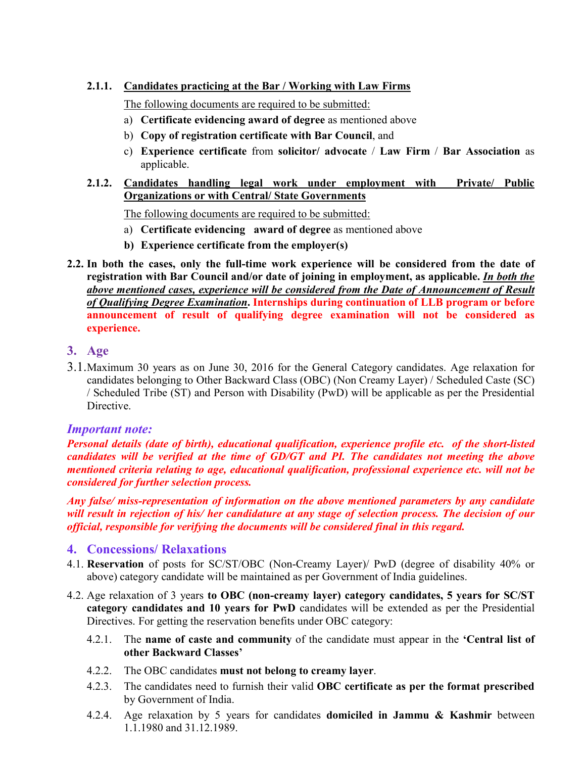#### 2.1.1. <u>Candidates practicing at the Bar / Working with Law Firms</u>

<u>The following documents are required to be submitted:</u>

a) **Certificate evidencing award of degree** as mentioned above
b) **Copy of registration certificate with Bar Council**, and
c) **Experience certificate** from **solicitor/ advocate** / **Law Firm** / **Bar Association** as applicable.

#### 2.1.2. <u>Candidates handling legal work under employment with Private/ Public Organizations or with Central/ State Governments</u>

<u>The following documents are required to be submitted:</u>

a) **Certificate evidencing award of degree** as mentioned above
b) **Experience certificate from the employer(s)**

**2.2. In both the cases, only the full-time work experience will be considered from the date of registration with Bar Council and/or date of joining in employment, as applicable. *<u>In both the above mentioned cases, experience will be considered from the Date of Announcement of Result of Qualifying Degree Examination</u>*. Internships during continuation of LLB program or before announcement of result of qualifying degree examination will not be considered as experience.**

## 3. Age

3.1. Maximum 30 years as on June 30, 2016 for the General Category candidates. Age relaxation for candidates belonging to Other Backward Class (OBC) (Non Creamy Layer) / Scheduled Caste (SC) / Scheduled Tribe (ST) and Person with Disability (PwD) will be applicable as per the Presidential Directive.

### *Important note:*

***Personal details (date of birth), educational qualification, experience profile etc. of the short-listed candidates will be verified at the time of GD/GT and PI. The candidates not meeting the above mentioned criteria relating to age, educational qualification, professional experience etc. will not be considered for further selection process.***

***Any false/ miss-representation of information on the above mentioned parameters by any candidate will result in rejection of his/ her candidature at any stage of selection process. The decision of our official, responsible for verifying the documents will be considered final in this regard.***

## 4. Concessions/ Relaxations

4.1. **Reservation** of posts for SC/ST/OBC (Non-Creamy Layer)/ PwD (degree of disability 40% or above) category candidate will be maintained as per Government of India guidelines.

4.2. Age relaxation of 3 years **to OBC (non-creamy layer) category candidates, 5 years for SC/ST category candidates and 10 years for PwD** candidates will be extended as per the Presidential Directives. For getting the reservation benefits under OBC category:

4.2.1. The **name of caste and community** of the candidate must appear in the **'Central list of other Backward Classes'**

4.2.2. The OBC candidates **must not belong to creamy layer**.

4.2.3. The candidates need to furnish their valid **OBC certificate as per the format prescribed** by Government of India.

4.2.4. Age relaxation by 5 years for candidates **domiciled in Jammu & Kashmir** between 1.1.1980 and 31.12.1989.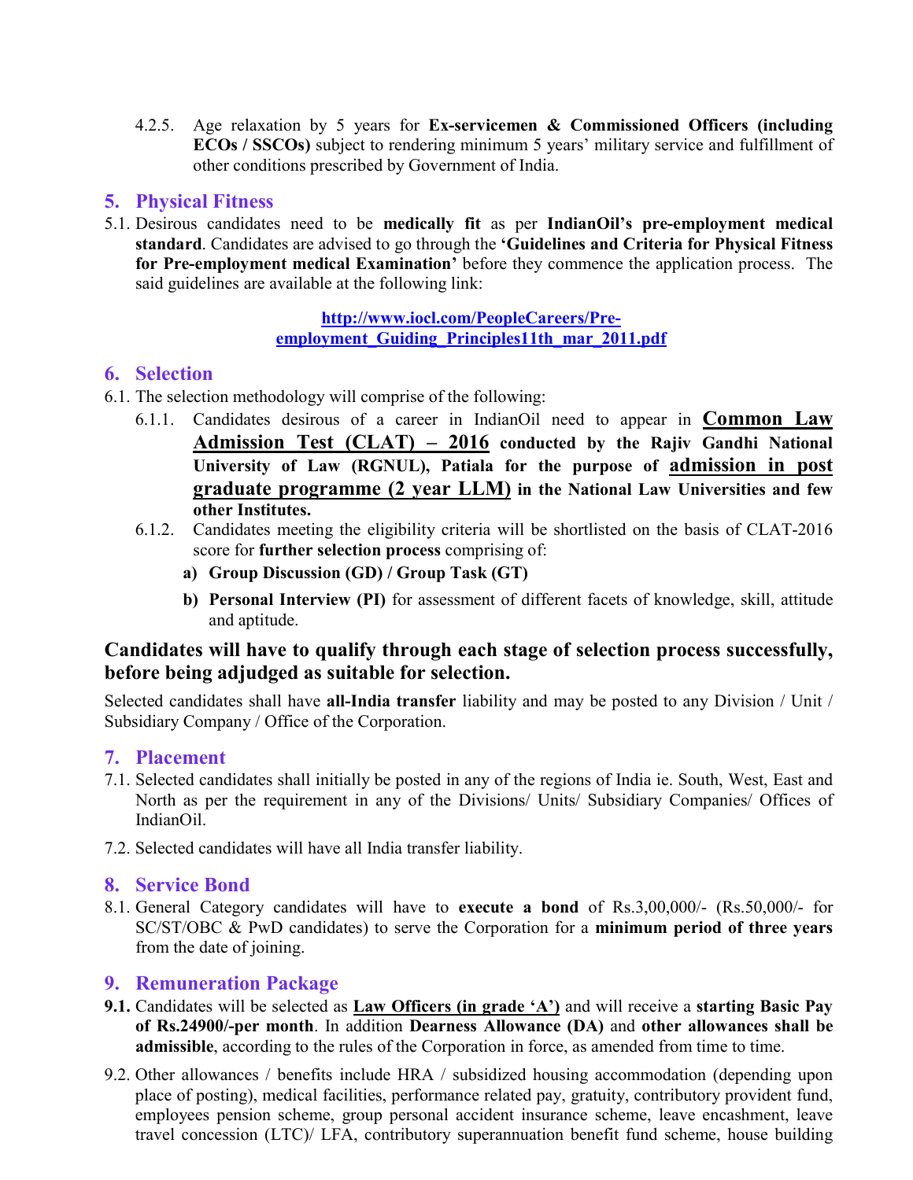4.2.5. Age relaxation by 5 years for **Ex-servicemen & Commissioned Officers (including ECOs / SSCOs)** subject to rendering minimum 5 years' military service and fulfillment of other conditions prescribed by Government of India.

## 5. Physical Fitness

5.1. Desirous candidates need to be **medically fit** as per **IndianOil's pre-employment medical standard**. Candidates are advised to go through the **'Guidelines and Criteria for Physical Fitness for Pre-employment medical Examination'** before they commence the application process. The said guidelines are available at the following link:

[http://www.iocl.com/PeopleCareers/Pre-employment_Guiding_Principles11th_mar_2011.pdf](http://www.iocl.com/PeopleCareers/Pre-employment_Guiding_Principles11th_mar_2011.pdf)

## 6. Selection

6.1. The selection methodology will comprise of the following:

6.1.1. Candidates desirous of a career in IndianOil need to appear in **Common Law Admission Test (CLAT) – 2016** **conducted by the Rajiv Gandhi National University of Law (RGNUL), Patiala for the purpose of** **admission in post graduate programme (2 year LLM)** **in the National Law Universities and few other Institutes.**

6.1.2. Candidates meeting the eligibility criteria will be shortlisted on the basis of CLAT-2016 score for **further selection process** comprising of:

**a) Group Discussion (GD) / Group Task (GT)**

**b) Personal Interview (PI)** for assessment of different facets of knowledge, skill, attitude and aptitude.

**Candidates will have to qualify through each stage of selection process successfully, before being adjudged as suitable for selection.**

Selected candidates shall have **all-India transfer** liability and may be posted to any Division / Unit / Subsidiary Company / Office of the Corporation.

## 7. Placement

7.1. Selected candidates shall initially be posted in any of the regions of India ie. South, West, East and North as per the requirement in any of the Divisions/ Units/ Subsidiary Companies/ Offices of IndianOil.

7.2. Selected candidates will have all India transfer liability.

## 8. Service Bond

8.1. General Category candidates will have to **execute a bond** of Rs.3,00,000/- (Rs.50,000/- for SC/ST/OBC & PwD candidates) to serve the Corporation for a **minimum period of three years** from the date of joining.

## 9. Remuneration Package

**9.1.** Candidates will be selected as **Law Officers (in grade 'A')** and will receive a **starting Basic Pay of Rs.24900/-per month**. In addition **Dearness Allowance (DA)** and **other allowances shall be admissible**, according to the rules of the Corporation in force, as amended from time to time.

9.2. Other allowances / benefits include HRA / subsidized housing accommodation (depending upon place of posting), medical facilities, performance related pay, gratuity, contributory provident fund, employees pension scheme, group personal accident insurance scheme, leave encashment, leave travel concession (LTC)/ LFA, contributory superannuation benefit fund scheme, house building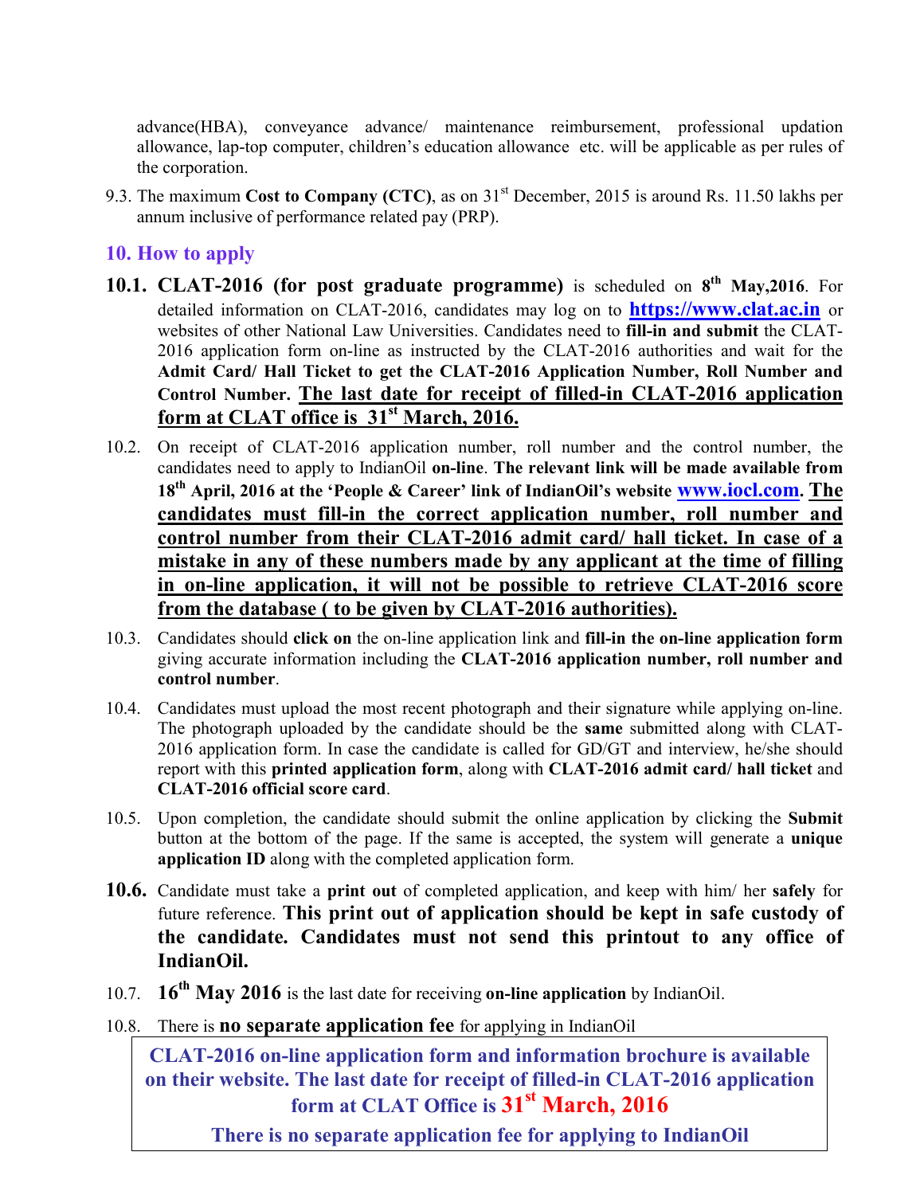advance(HBA), conveyance advance/ maintenance reimbursement, professional updation allowance, lap-top computer, children's education allowance etc. will be applicable as per rules of the corporation.

9.3. The maximum **Cost to Company (CTC)**, as on 31st December, 2015 is around Rs. 11.50 lakhs per annum inclusive of performance related pay (PRP).

## 10. How to apply

**10.1. CLAT-2016 (for post graduate programme)** is scheduled on **8th May,2016**. For detailed information on CLAT-2016, candidates may log on to **https://www.clat.ac.in** or websites of other National Law Universities. Candidates need to **fill-in and submit** the CLAT-2016 application form on-line as instructed by the CLAT-2016 authorities and wait for the **Admit Card/ Hall Ticket to get the CLAT-2016 Application Number, Roll Number and Control Number.** **The last date for receipt of filled-in CLAT-2016 application form at CLAT office is 31st March, 2016.**

10.2. On receipt of CLAT-2016 application number, roll number and the control number, the candidates need to apply to IndianOil **on-line**. **The relevant link will be made available from 18th April, 2016 at the 'People & Career' link of IndianOil's website www.iocl.com. The candidates must fill-in the correct application number, roll number and control number from their CLAT-2016 admit card/ hall ticket. In case of a mistake in any of these numbers made by any applicant at the time of filling in on-line application, it will not be possible to retrieve CLAT-2016 score from the database ( to be given by CLAT-2016 authorities).**

10.3. Candidates should **click on** the on-line application link and **fill-in the on-line application form** giving accurate information including the **CLAT-2016 application number, roll number and control number**.

10.4. Candidates must upload the most recent photograph and their signature while applying on-line. The photograph uploaded by the candidate should be the **same** submitted along with CLAT-2016 application form. In case the candidate is called for GD/GT and interview, he/she should report with this **printed application form**, along with **CLAT-2016 admit card/ hall ticket** and **CLAT-2016 official score card**.

10.5. Upon completion, the candidate should submit the online application by clicking the **Submit** button at the bottom of the page. If the same is accepted, the system will generate a **unique application ID** along with the completed application form.

**10.6.** Candidate must take a **print out** of completed application, and keep with him/ her **safely** for future reference. **This print out of application should be kept in safe custody of the candidate. Candidates must not send this printout to any office of IndianOil.**

10.7. **16th May 2016** is the last date for receiving **on-line application** by IndianOil.

10.8. There is **no separate application fee** for applying in IndianOil

**CLAT-2016 on-line application form and information brochure is available on their website. The last date for receipt of filled-in CLAT-2016 application form at CLAT Office is 31st March, 2016**

**There is no separate application fee for applying to IndianOil**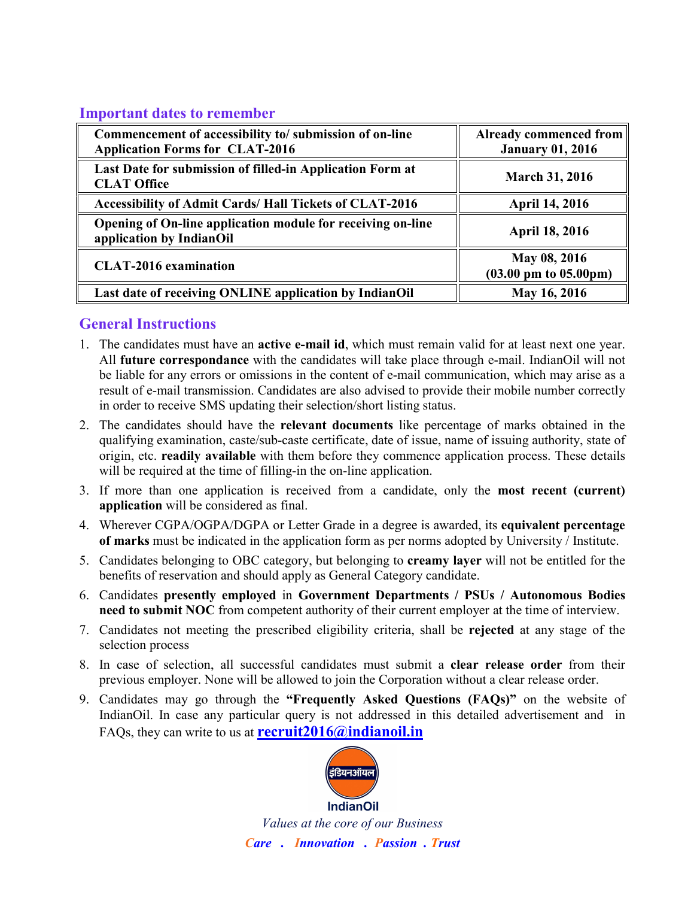## Important dates to remember

| | |
|---|---|
| **Commencement of accessibility to/ submission of on-line Application Forms for CLAT-2016** | **Already commenced from January 01, 2016** |
| **Last Date for submission of filled-in Application Form at CLAT Office** | **March 31, 2016** |
| **Accessibility of Admit Cards/ Hall Tickets of CLAT-2016** | **April 14, 2016** |
| **Opening of On-line application module for receiving on-line application by IndianOil** | **April 18, 2016** |
| **CLAT-2016 examination** | **May 08, 2016 (03.00 pm to 05.00pm)** |
| **Last date of receiving ONLINE application by IndianOil** | **May 16, 2016** |

## General Instructions

1. The candidates must have an **active e-mail id**, which must remain valid for at least next one year. All **future correspondance** with the candidates will take place through e-mail. IndianOil will not be liable for any errors or omissions in the content of e-mail communication, which may arise as a result of e-mail transmission. Candidates are also advised to provide their mobile number correctly in order to receive SMS updating their selection/short listing status.
2. The candidates should have the **relevant documents** like percentage of marks obtained in the qualifying examination, caste/sub-caste certificate, date of issue, name of issuing authority, state of origin, etc. **readily available** with them before they commence application process. These details will be required at the time of filling-in the on-line application.
3. If more than one application is received from a candidate, only the **most recent (current) application** will be considered as final.
4. Wherever CGPA/OGPA/DGPA or Letter Grade in a degree is awarded, its **equivalent percentage of marks** must be indicated in the application form as per norms adopted by University / Institute.
5. Candidates belonging to OBC category, but belonging to **creamy layer** will not be entitled for the benefits of reservation and should apply as General Category candidate.
6. Candidates **presently employed** in **Government Departments / PSUs / Autonomous Bodies need to submit NOC** from competent authority of their current employer at the time of interview.
7. Candidates not meeting the prescribed eligibility criteria, shall be **rejected** at any stage of the selection process
8. In case of selection, all successful candidates must submit a **clear release order** from their previous employer. None will be allowed to join the Corporation without a clear release order.
9. Candidates may go through the **"Frequently Asked Questions (FAQs)"** on the website of IndianOil. In case any particular query is not addressed in this detailed advertisement and in FAQs, they can write to us at **recruit2016@indianoil.in**

इंडियनऑयल

IndianOil

*Values at the core of our Business*

***Care . Innovation . Passion . Trust***